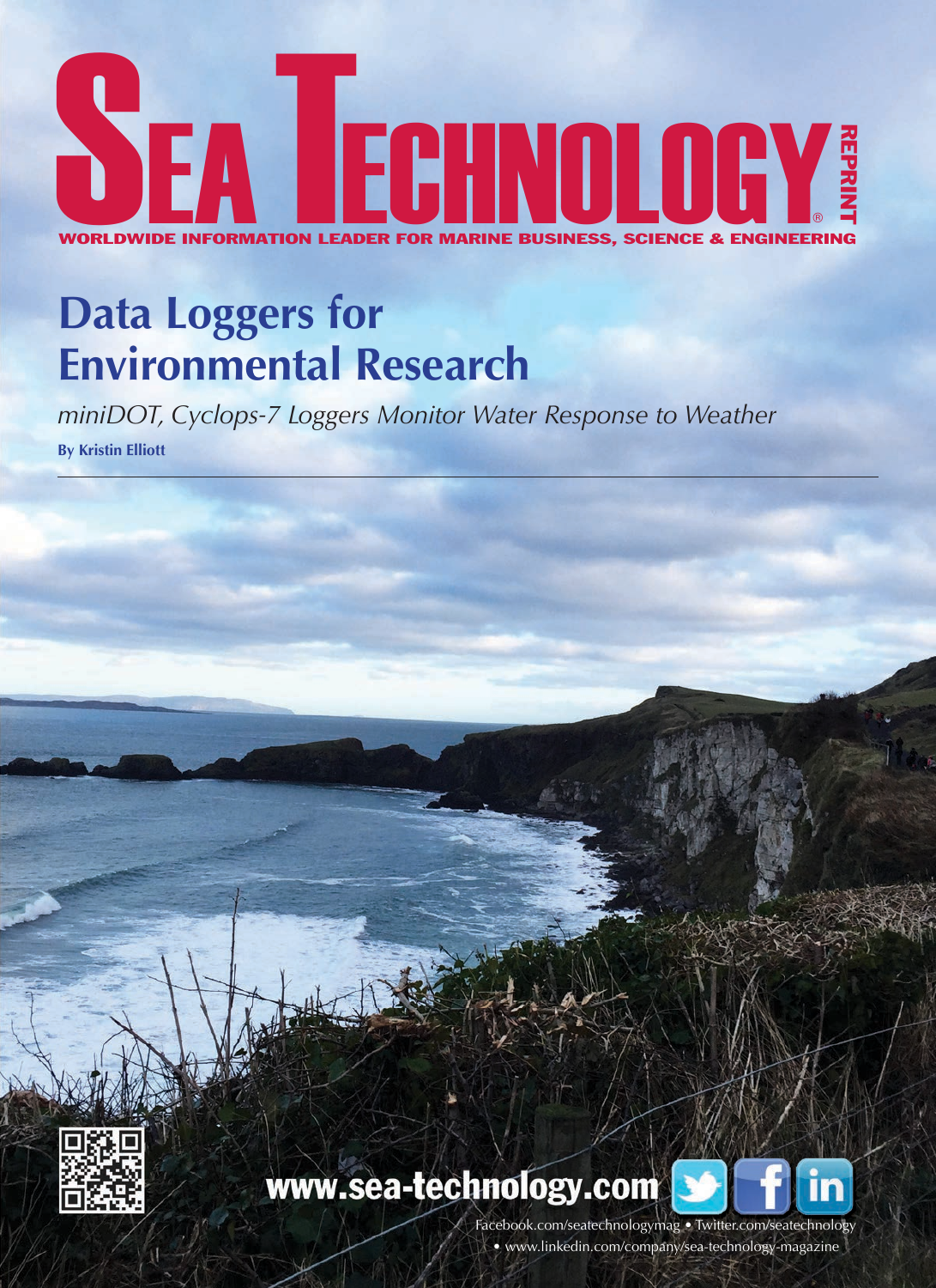# SEA TECHNOLOGY

REPRINT

WORLDWIDE INFORMATION LEADER FOR MARINE BUSINESS, SCIENCE & ENGINEERING

## Data Loggers for Environmental Research

*miniDOT, Cyclops-7 Loggers Monitor Water Response to Weather*

**By Kristin Elliott**

---

www.sea-technology.com

Facebook.com/seatechnologymag • Twitter.com/seatechnology • www.linkedin.com/company/sea-technology-magazine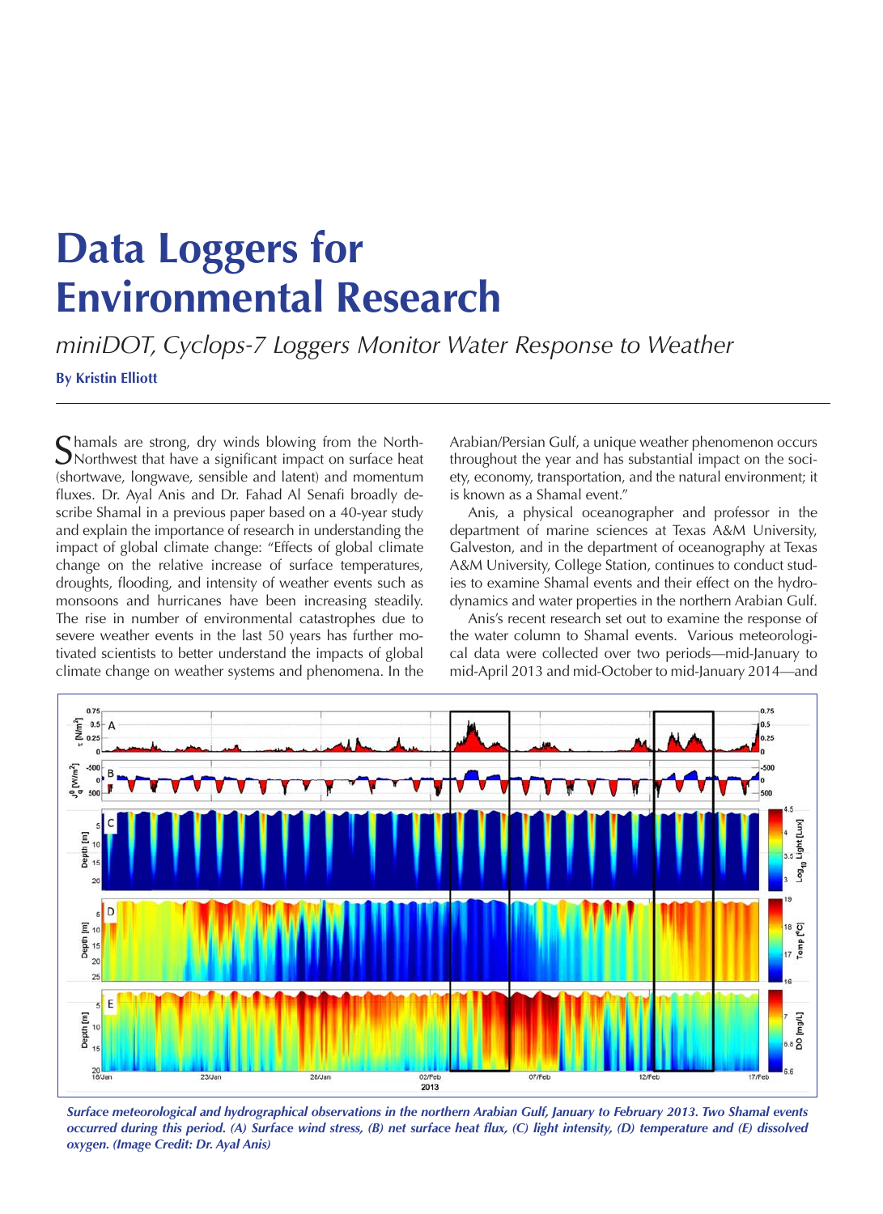# Data Loggers for Environmental Research

*miniDOT, Cyclops-7 Loggers Monitor Water Response to Weather*

**By Kristin Elliott**

Shamals are strong, dry winds blowing from the Northwest that have a significant impact on surface heat (shortwave, longwave, sensible and latent) and momentum fluxes. Dr. Ayal Anis and Dr. Fahad Al Senafi broadly describe Shamal in a previous paper based on a 40-year study and explain the importance of research in understanding the impact of global climate change: "Effects of global climate change on the relative increase of surface temperatures, droughts, flooding, and intensity of weather events such as monsoons and hurricanes have been increasing steadily. The rise in number of environmental catastrophes due to severe weather events in the last 50 years has further motivated scientists to better understand the impacts of global climate change on weather systems and phenomena. In the Arabian/Persian Gulf, a unique weather phenomenon occurs throughout the year and has substantial impact on the society, economy, transportation, and the natural environment; it is known as a Shamal event."

Anis, a physical oceanographer and professor in the department of marine sciences at Texas A&M University, Galveston, and in the department of oceanography at Texas A&M University, College Station, continues to conduct studies to examine Shamal events and their effect on the hydrodynamics and water properties in the northern Arabian Gulf.

Anis's recent research set out to examine the response of the water column to Shamal events. Various meteorological data were collected over two periods—mid-January to mid-April 2013 and mid-October to mid-January 2014—and

***Surface meteorological and hydrographical observations in the northern Arabian Gulf, January to February 2013. Two Shamal events occurred during this period. (A) Surface wind stress, (B) net surface heat flux, (C) light intensity, (D) temperature and (E) dissolved oxygen. (Image Credit: Dr. Ayal Anis)***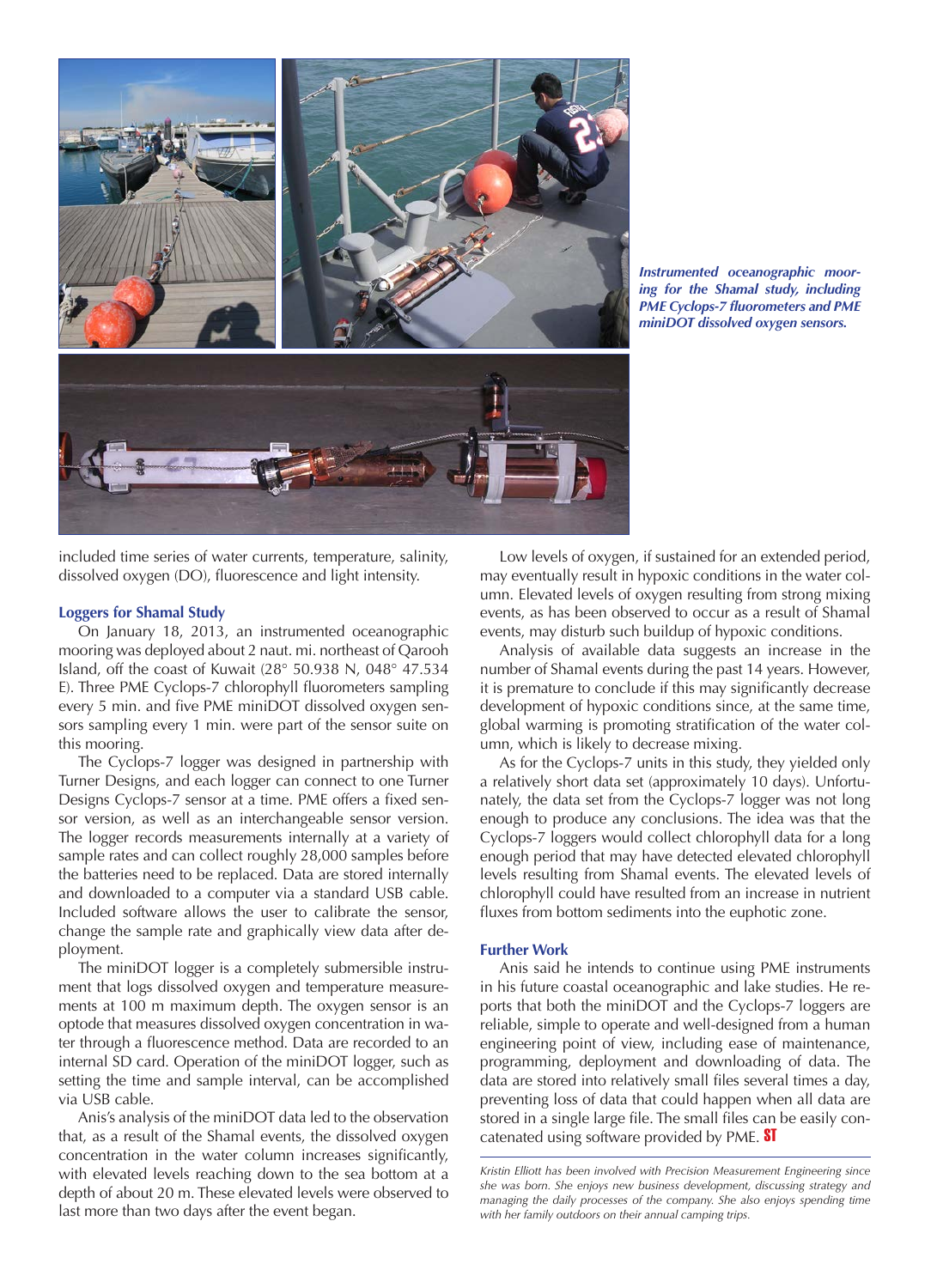*Instrumented oceanographic mooring for the Shamal study, including PME Cyclops-7 fluorometers and PME miniDOT dissolved oxygen sensors.*

included time series of water currents, temperature, salinity, dissolved oxygen (DO), fluorescence and light intensity.

### Loggers for Shamal Study

On January 18, 2013, an instrumented oceanographic mooring was deployed about 2 naut. mi. northeast of Qarooh Island, off the coast of Kuwait (28° 50.938 N, 048° 47.534 E). Three PME Cyclops-7 chlorophyll fluorometers sampling every 5 min. and five PME miniDOT dissolved oxygen sensors sampling every 1 min. were part of the sensor suite on this mooring.

The Cyclops-7 logger was designed in partnership with Turner Designs, and each logger can connect to one Turner Designs Cyclops-7 sensor at a time. PME offers a fixed sensor version, as well as an interchangeable sensor version. The logger records measurements internally at a variety of sample rates and can collect roughly 28,000 samples before the batteries need to be replaced. Data are stored internally and downloaded to a computer via a standard USB cable. Included software allows the user to calibrate the sensor, change the sample rate and graphically view data after deployment.

The miniDOT logger is a completely submersible instrument that logs dissolved oxygen and temperature measurements at 100 m maximum depth. The oxygen sensor is an optode that measures dissolved oxygen concentration in water through a fluorescence method. Data are recorded to an internal SD card. Operation of the miniDOT logger, such as setting the time and sample interval, can be accomplished via USB cable.

Anis's analysis of the miniDOT data led to the observation that, as a result of the Shamal events, the dissolved oxygen concentration in the water column increases significantly, with elevated levels reaching down to the sea bottom at a depth of about 20 m. These elevated levels were observed to last more than two days after the event began.

Low levels of oxygen, if sustained for an extended period, may eventually result in hypoxic conditions in the water column. Elevated levels of oxygen resulting from strong mixing events, as has been observed to occur as a result of Shamal events, may disturb such buildup of hypoxic conditions.

Analysis of available data suggests an increase in the number of Shamal events during the past 14 years. However, it is premature to conclude if this may significantly decrease development of hypoxic conditions since, at the same time, global warming is promoting stratification of the water column, which is likely to decrease mixing.

As for the Cyclops-7 units in this study, they yielded only a relatively short data set (approximately 10 days). Unfortunately, the data set from the Cyclops-7 logger was not long enough to produce any conclusions. The idea was that the Cyclops-7 loggers would collect chlorophyll data for a long enough period that may have detected elevated chlorophyll levels resulting from Shamal events. The elevated levels of chlorophyll could have resulted from an increase in nutrient fluxes from bottom sediments into the euphotic zone.

### Further Work

Anis said he intends to continue using PME instruments in his future coastal oceanographic and lake studies. He reports that both the miniDOT and the Cyclops-7 loggers are reliable, simple to operate and well-designed from a human engineering point of view, including ease of maintenance, programming, deployment and downloading of data. The data are stored into relatively small files several times a day, preventing loss of data that could happen when all data are stored in a single large file. The small files can be easily concatenated using software provided by PME. **ST**

---

*Kristin Elliott has been involved with Precision Measurement Engineering since she was born. She enjoys new business development, discussing strategy and managing the daily processes of the company. She also enjoys spending time with her family outdoors on their annual camping trips.*